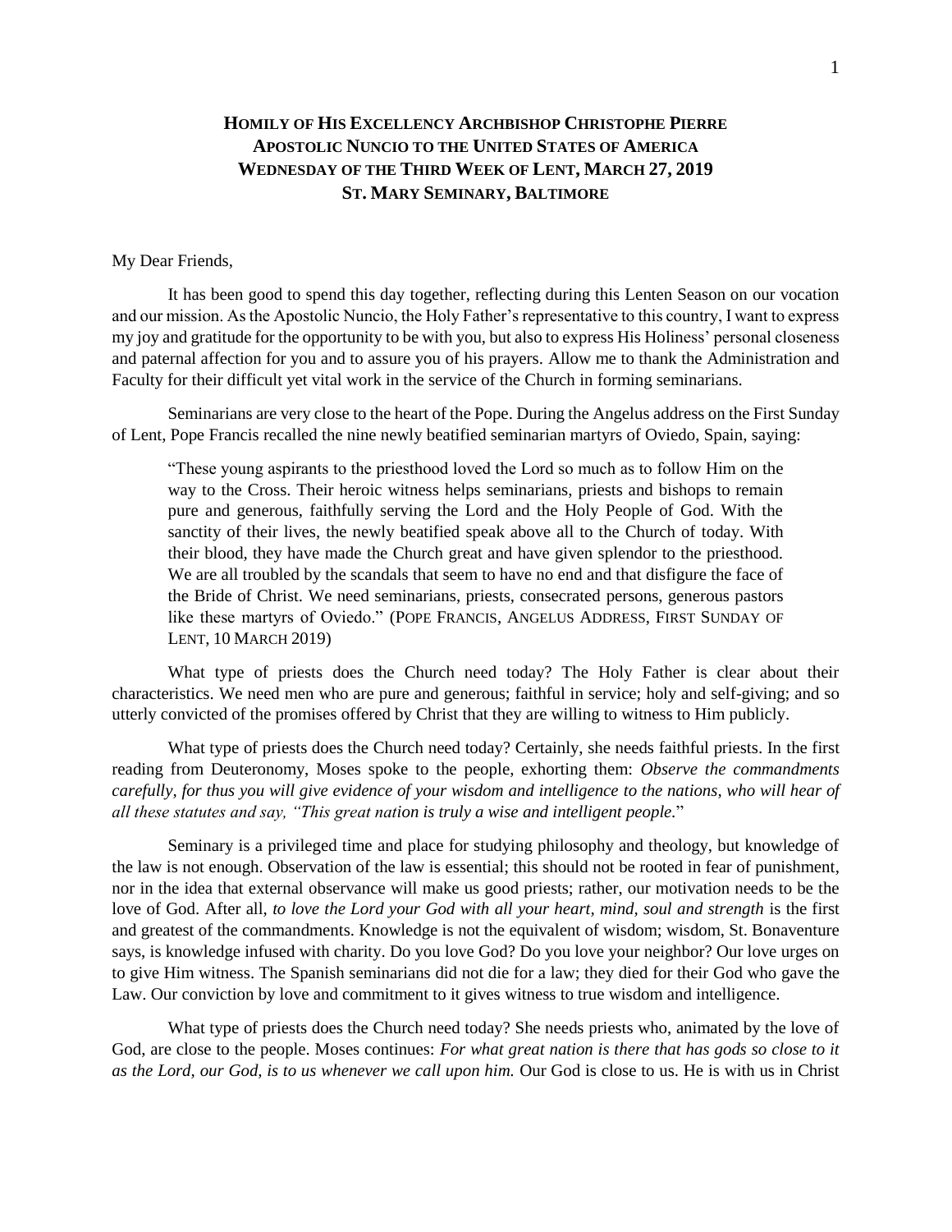# HOMILY OF HIS EXCELLENCY ARCHBISHOP CHRISTOPHE PIERRE
## APOSTOLIC NUNCIO TO THE UNITED STATES OF AMERICA
## WEDNESDAY OF THE THIRD WEEK OF LENT, MARCH 27, 2019
## ST. MARY SEMINARY, BALTIMORE

My Dear Friends,

It has been good to spend this day together, reflecting during this Lenten Season on our vocation and our mission. As the Apostolic Nuncio, the Holy Father's representative to this country, I want to express my joy and gratitude for the opportunity to be with you, but also to express His Holiness' personal closeness and paternal affection for you and to assure you of his prayers. Allow me to thank the Administration and Faculty for their difficult yet vital work in the service of the Church in forming seminarians.

Seminarians are very close to the heart of the Pope. During the Angelus address on the First Sunday of Lent, Pope Francis recalled the nine newly beatified seminarian martyrs of Oviedo, Spain, saying:

> "These young aspirants to the priesthood loved the Lord so much as to follow Him on the way to the Cross. Their heroic witness helps seminarians, priests and bishops to remain pure and generous, faithfully serving the Lord and the Holy People of God. With the sanctity of their lives, the newly beatified speak above all to the Church of today. With their blood, they have made the Church great and have given splendor to the priesthood. We are all troubled by the scandals that seem to have no end and that disfigure the face of the Bride of Christ. We need seminarians, priests, consecrated persons, generous pastors like these martyrs of Oviedo." (POPE FRANCIS, ANGELUS ADDRESS, FIRST SUNDAY OF LENT, 10 MARCH 2019)

What type of priests does the Church need today? The Holy Father is clear about their characteristics. We need men who are pure and generous; faithful in service; holy and self-giving; and so utterly convicted of the promises offered by Christ that they are willing to witness to Him publicly.

What type of priests does the Church need today? Certainly, she needs faithful priests. In the first reading from Deuteronomy, Moses spoke to the people, exhorting them: *Observe the commandments carefully, for thus you will give evidence of your wisdom and intelligence to the nations, who will hear of all these statutes and say, "This great nation is truly a wise and intelligent people.*"

Seminary is a privileged time and place for studying philosophy and theology, but knowledge of the law is not enough. Observation of the law is essential; this should not be rooted in fear of punishment, nor in the idea that external observance will make us good priests; rather, our motivation needs to be the love of God. After all, *to love the Lord your God with all your heart, mind, soul and strength* is the first and greatest of the commandments. Knowledge is not the equivalent of wisdom; wisdom, St. Bonaventure says, is knowledge infused with charity. Do you love God? Do you love your neighbor? Our love urges on to give Him witness. The Spanish seminarians did not die for a law; they died for their God who gave the Law. Our conviction by love and commitment to it gives witness to true wisdom and intelligence.

What type of priests does the Church need today? She needs priests who, animated by the love of God, are close to the people. Moses continues: *For what great nation is there that has gods so close to it as the Lord, our God, is to us whenever we call upon him.* Our God is close to us. He is with us in Christ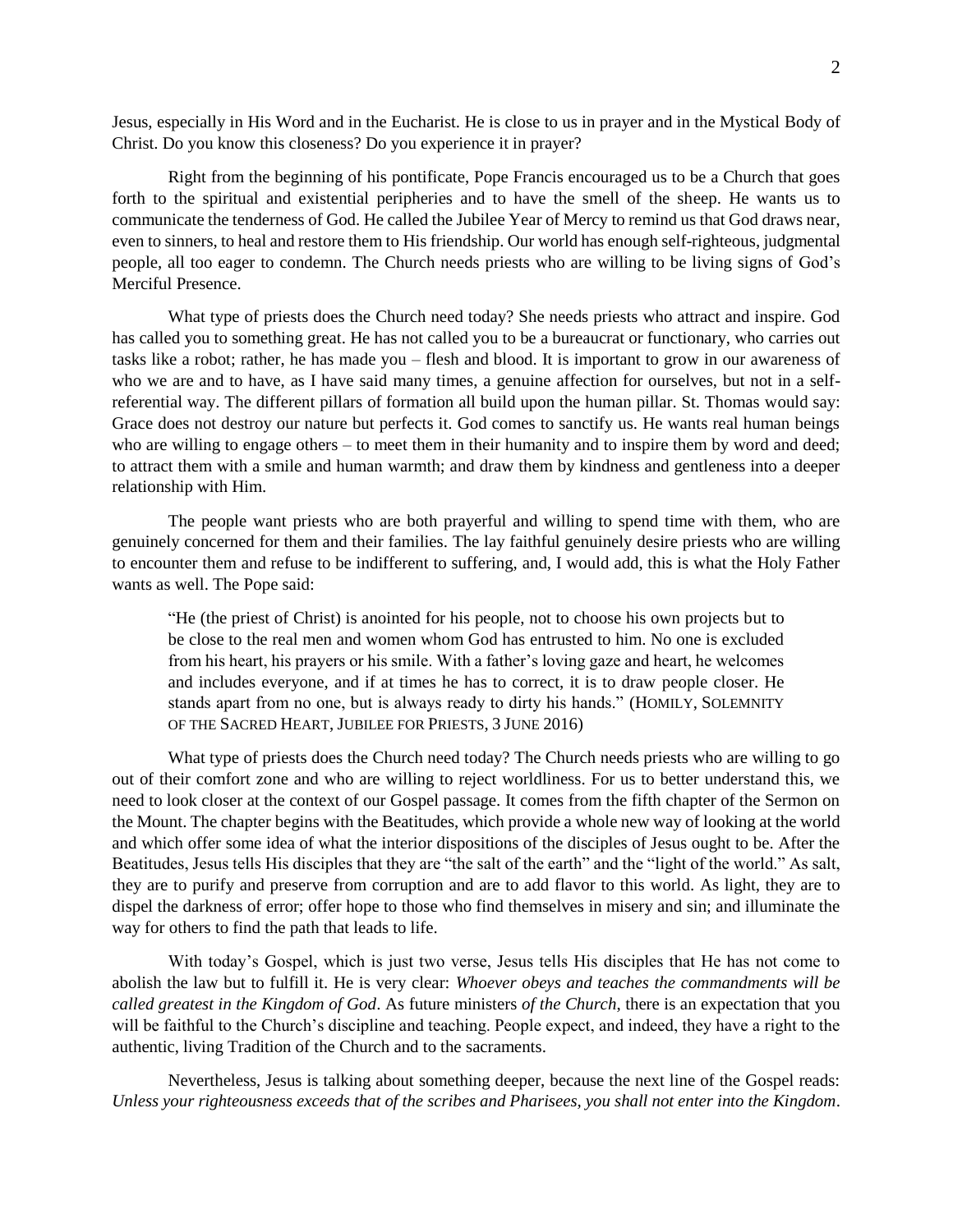Jesus, especially in His Word and in the Eucharist. He is close to us in prayer and in the Mystical Body of Christ. Do you know this closeness? Do you experience it in prayer?

Right from the beginning of his pontificate, Pope Francis encouraged us to be a Church that goes forth to the spiritual and existential peripheries and to have the smell of the sheep. He wants us to communicate the tenderness of God. He called the Jubilee Year of Mercy to remind us that God draws near, even to sinners, to heal and restore them to His friendship. Our world has enough self-righteous, judgmental people, all too eager to condemn. The Church needs priests who are willing to be living signs of God's Merciful Presence.

What type of priests does the Church need today? She needs priests who attract and inspire. God has called you to something great. He has not called you to be a bureaucrat or functionary, who carries out tasks like a robot; rather, he has made you – flesh and blood. It is important to grow in our awareness of who we are and to have, as I have said many times, a genuine affection for ourselves, but not in a self-referential way. The different pillars of formation all build upon the human pillar. St. Thomas would say: Grace does not destroy our nature but perfects it. God comes to sanctify us. He wants real human beings who are willing to engage others – to meet them in their humanity and to inspire them by word and deed; to attract them with a smile and human warmth; and draw them by kindness and gentleness into a deeper relationship with Him.

The people want priests who are both prayerful and willing to spend time with them, who are genuinely concerned for them and their families. The lay faithful genuinely desire priests who are willing to encounter them and refuse to be indifferent to suffering, and, I would add, this is what the Holy Father wants as well. The Pope said:

> "He (the priest of Christ) is anointed for his people, not to choose his own projects but to be close to the real men and women whom God has entrusted to him. No one is excluded from his heart, his prayers or his smile. With a father's loving gaze and heart, he welcomes and includes everyone, and if at times he has to correct, it is to draw people closer. He stands apart from no one, but is always ready to dirty his hands." (HOMILY, SOLEMNITY OF THE SACRED HEART, JUBILEE FOR PRIESTS, 3 JUNE 2016)

What type of priests does the Church need today? The Church needs priests who are willing to go out of their comfort zone and who are willing to reject worldliness. For us to better understand this, we need to look closer at the context of our Gospel passage. It comes from the fifth chapter of the Sermon on the Mount. The chapter begins with the Beatitudes, which provide a whole new way of looking at the world and which offer some idea of what the interior dispositions of the disciples of Jesus ought to be. After the Beatitudes, Jesus tells His disciples that they are "the salt of the earth" and the "light of the world." As salt, they are to purify and preserve from corruption and are to add flavor to this world. As light, they are to dispel the darkness of error; offer hope to those who find themselves in misery and sin; and illuminate the way for others to find the path that leads to life.

With today's Gospel, which is just two verse, Jesus tells His disciples that He has not come to abolish the law but to fulfill it. He is very clear: *Whoever obeys and teaches the commandments will be called greatest in the Kingdom of God*. As future ministers *of the Church*, there is an expectation that you will be faithful to the Church's discipline and teaching. People expect, and indeed, they have a right to the authentic, living Tradition of the Church and to the sacraments.

Nevertheless, Jesus is talking about something deeper, because the next line of the Gospel reads: *Unless your righteousness exceeds that of the scribes and Pharisees, you shall not enter into the Kingdom*.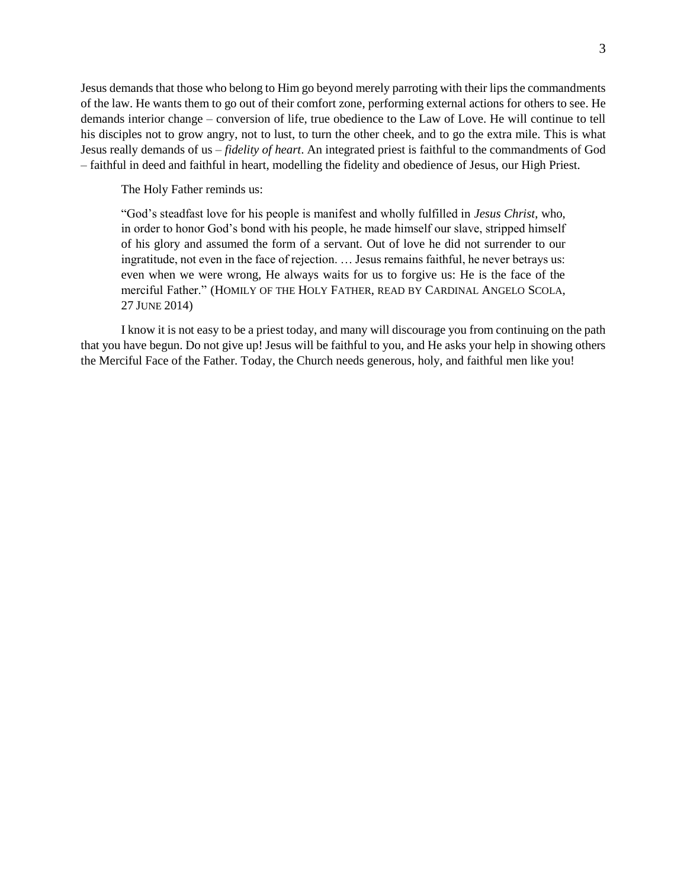Jesus demands that those who belong to Him go beyond merely parroting with their lips the commandments of the law. He wants them to go out of their comfort zone, performing external actions for others to see. He demands interior change – conversion of life, true obedience to the Law of Love. He will continue to tell his disciples not to grow angry, not to lust, to turn the other cheek, and to go the extra mile. This is what Jesus really demands of us – *fidelity of heart*. An integrated priest is faithful to the commandments of God – faithful in deed and faithful in heart, modelling the fidelity and obedience of Jesus, our High Priest.

The Holy Father reminds us:

> "God's steadfast love for his people is manifest and wholly fulfilled in *Jesus Christ*, who, in order to honor God's bond with his people, he made himself our slave, stripped himself of his glory and assumed the form of a servant. Out of love he did not surrender to our ingratitude, not even in the face of rejection. … Jesus remains faithful, he never betrays us: even when we were wrong, He always waits for us to forgive us: He is the face of the merciful Father." (HOMILY OF THE HOLY FATHER, READ BY CARDINAL ANGELO SCOLA, 27 JUNE 2014)

I know it is not easy to be a priest today, and many will discourage you from continuing on the path that you have begun. Do not give up! Jesus will be faithful to you, and He asks your help in showing others the Merciful Face of the Father. Today, the Church needs generous, holy, and faithful men like you!